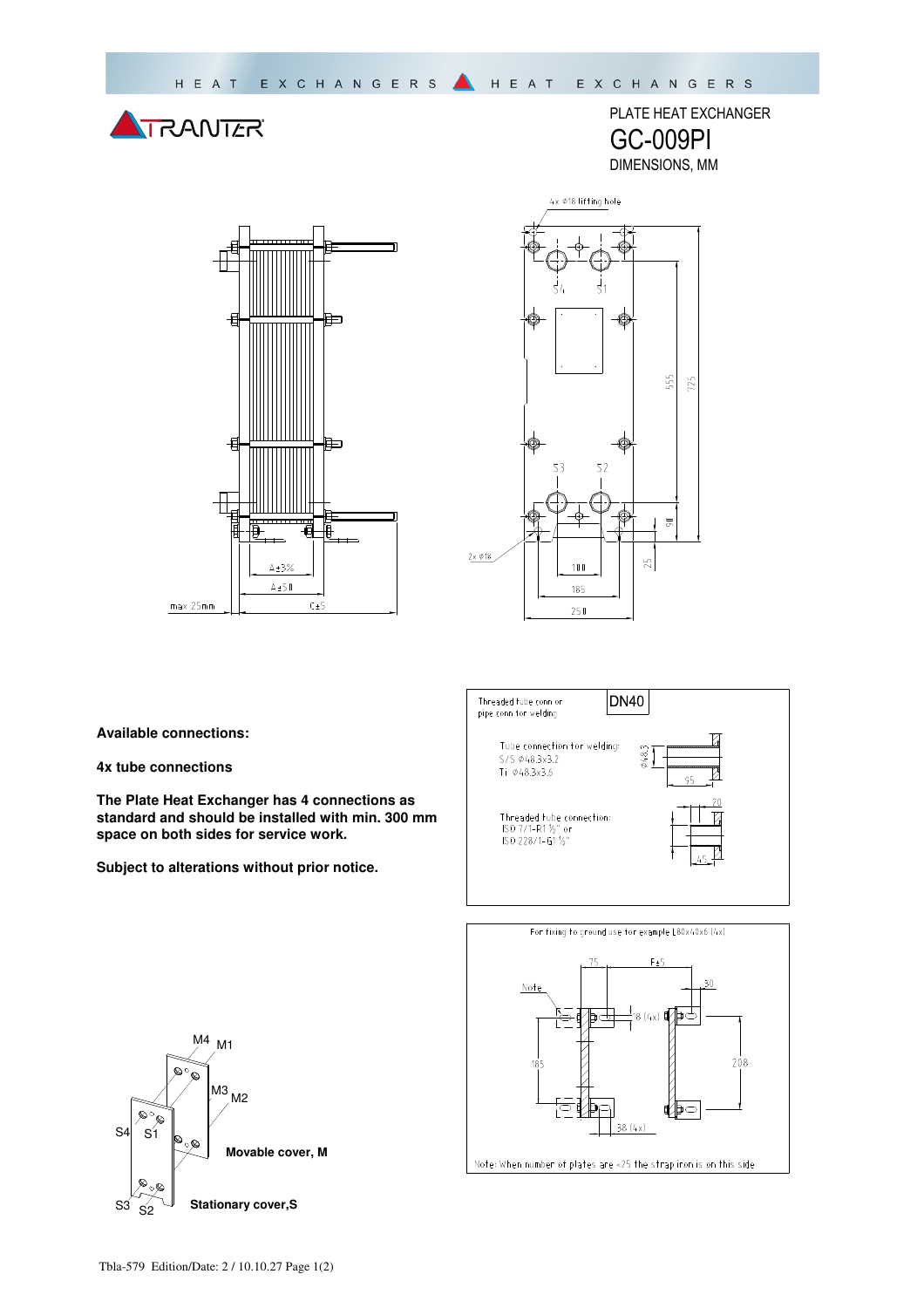PLATE HEAT EXCHANGER

# GC-009PI

DIMENSIONS, MM

4x Ø18 lifting hole

S4 S1

S3 S2

555 725

90

25

2x Ø18

100

185

250

A±3%

A±50

C±5

max 25mm

**Available connections:**

**4x tube connections**

**The Plate Heat Exchanger has 4 connections as standard and should be installed with min. 300 mm space on both sides for service work.**

**Subject to alterations without prior notice.**

Threaded tube conn or pipe conn for welding

DN40

Tube connection for welding:
S/S Ø48.3x3.2
Ti Ø48.3x3.6

Ø48.3

95

Threaded tube connection:
ISO 7/1-R1 ½" or
ISO 228/1-G1 ½"

20

45

For fixing to ground use for example L80x40x6 (4x)

75 F±5

30

Note

18 (4x)

185

208

38 (4x)

Note: When number of plates are <25 the strap iron is on this side

M4 M1

M3 M2

S4 S1

S3 S2

**Movable cover, M**

**Stationary cover,S**

Tbla-579 Edition/Date: 2 / 10.10.27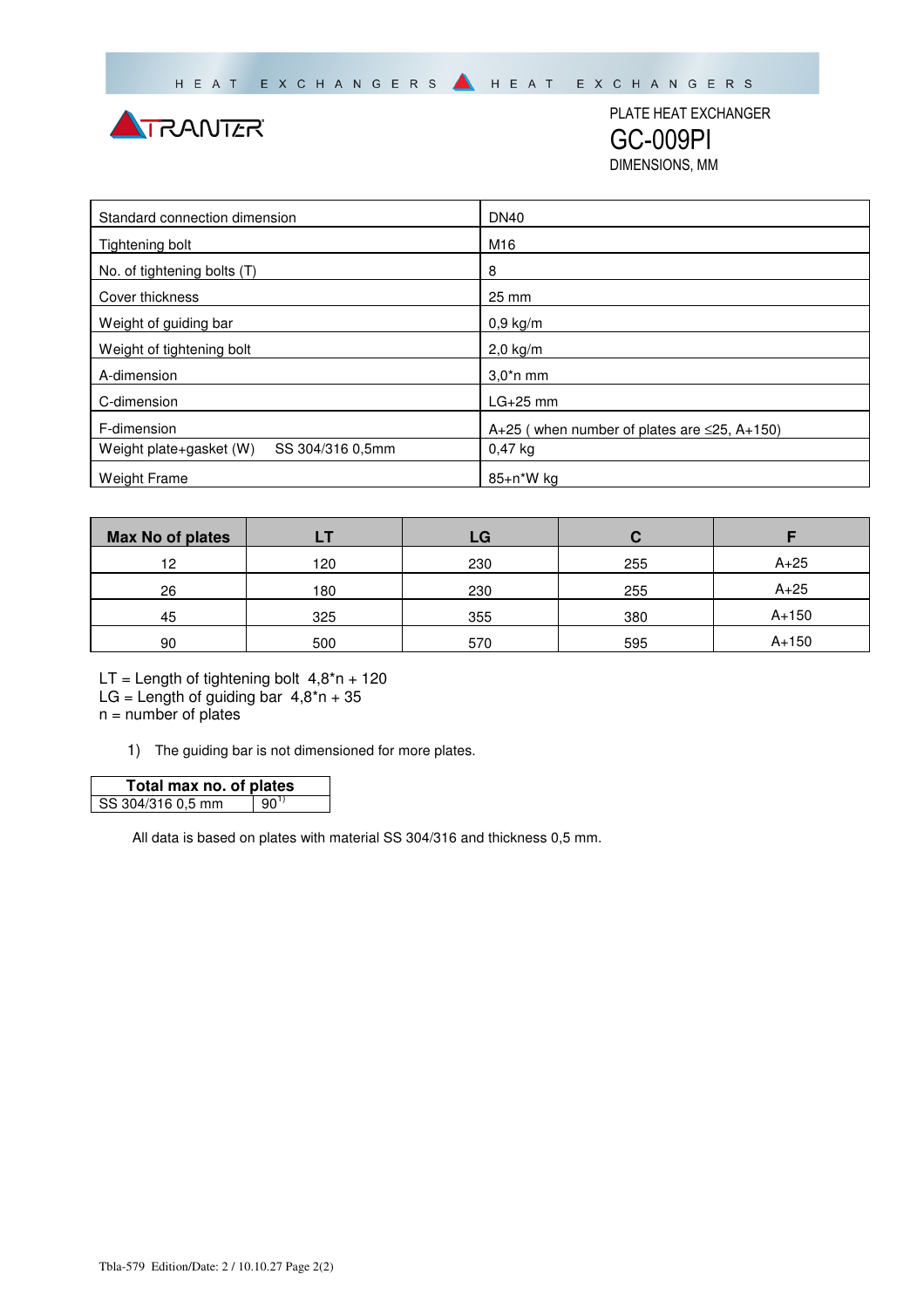PLATE HEAT EXCHANGER

# GC-009PI

DIMENSIONS, MM

| | |
|---|---|
| Standard connection dimension | DN40 |
| Tightening bolt | M16 |
| No. of tightening bolts (T) | 8 |
| Cover thickness | 25 mm |
| Weight of guiding bar | 0,9 kg/m |
| Weight of tightening bolt | 2,0 kg/m |
| A-dimension | 3,0*n mm |
| C-dimension | LG+25 mm |
| F-dimension | A+25 ( when number of plates are ≤25, A+150) |
| Weight plate+gasket (W) SS 304/316 0,5mm | 0,47 kg |
| Weight Frame | 85+n*W kg |

| Max No of plates | LT | LG | C | F |
|---|---|---|---|---|
| 12 | 120 | 230 | 255 | A+25 |
| 26 | 180 | 230 | 255 | A+25 |
| 45 | 325 | 355 | 380 | A+150 |
| 90 | 500 | 570 | 595 | A+150 |

LT = Length of tightening bolt 4,8*n + 120
LG = Length of guiding bar 4,8*n + 35
n = number of plates

1) The guiding bar is not dimensioned for more plates.

| Total max no. of plates | |
|---|---|
| SS 304/316 0,5 mm | 90[1)] |

All data is based on plates with material SS 304/316 and thickness 0,5 mm.